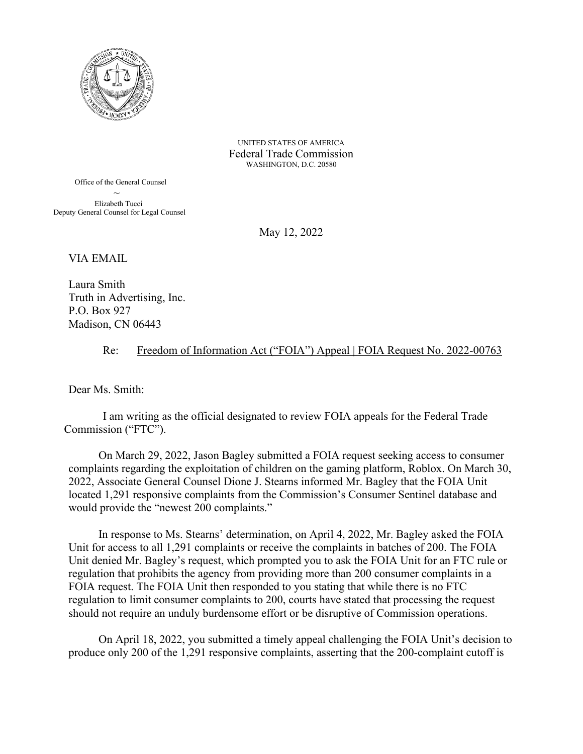UNITED STATES OF AMERICA
Federal Trade Commission
WASHINGTON, D.C. 20580

Office of the General Counsel
~
Elizabeth Tucci
Deputy General Counsel for Legal Counsel

May 12, 2022

VIA EMAIL

Laura Smith
Truth in Advertising, Inc.
P.O. Box 927
Madison, CN 06443

Re: Freedom of Information Act ("FOIA") Appeal | FOIA Request No. 2022-00763

Dear Ms. Smith:

I am writing as the official designated to review FOIA appeals for the Federal Trade Commission ("FTC").

On March 29, 2022, Jason Bagley submitted a FOIA request seeking access to consumer complaints regarding the exploitation of children on the gaming platform, Roblox. On March 30, 2022, Associate General Counsel Dione J. Stearns informed Mr. Bagley that the FOIA Unit located 1,291 responsive complaints from the Commission's Consumer Sentinel database and would provide the "newest 200 complaints."

In response to Ms. Stearns' determination, on April 4, 2022, Mr. Bagley asked the FOIA Unit for access to all 1,291 complaints or receive the complaints in batches of 200. The FOIA Unit denied Mr. Bagley's request, which prompted you to ask the FOIA Unit for an FTC rule or regulation that prohibits the agency from providing more than 200 consumer complaints in a FOIA request. The FOIA Unit then responded to you stating that while there is no FTC regulation to limit consumer complaints to 200, courts have stated that processing the request should not require an unduly burdensome effort or be disruptive of Commission operations.

On April 18, 2022, you submitted a timely appeal challenging the FOIA Unit's decision to produce only 200 of the 1,291 responsive complaints, asserting that the 200-complaint cutoff is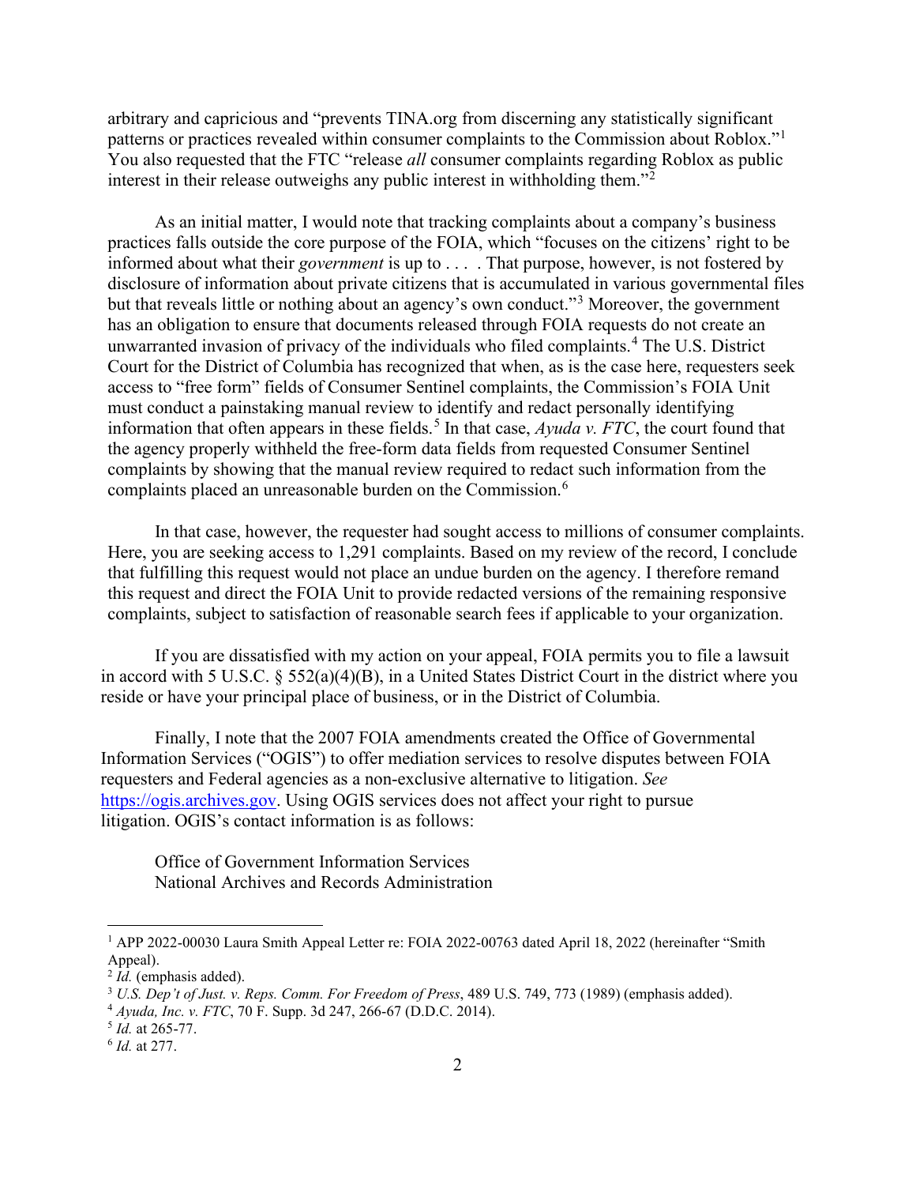arbitrary and capricious and "prevents TINA.org from discerning any statistically significant patterns or practices revealed within consumer complaints to the Commission about Roblox."[1] You also requested that the FTC "release *all* consumer complaints regarding Roblox as public interest in their release outweighs any public interest in withholding them."[2]

As an initial matter, I would note that tracking complaints about a company's business practices falls outside the core purpose of the FOIA, which "focuses on the citizens' right to be informed about what their *government* is up to . . . . That purpose, however, is not fostered by disclosure of information about private citizens that is accumulated in various governmental files but that reveals little or nothing about an agency's own conduct."[3] Moreover, the government has an obligation to ensure that documents released through FOIA requests do not create an unwarranted invasion of privacy of the individuals who filed complaints.[4] The U.S. District Court for the District of Columbia has recognized that when, as is the case here, requesters seek access to "free form" fields of Consumer Sentinel complaints, the Commission's FOIA Unit must conduct a painstaking manual review to identify and redact personally identifying information that often appears in these fields.[5] In that case, *Ayuda v. FTC*, the court found that the agency properly withheld the free-form data fields from requested Consumer Sentinel complaints by showing that the manual review required to redact such information from the complaints placed an unreasonable burden on the Commission.[6]

In that case, however, the requester had sought access to millions of consumer complaints. Here, you are seeking access to 1,291 complaints. Based on my review of the record, I conclude that fulfilling this request would not place an undue burden on the agency. I therefore remand this request and direct the FOIA Unit to provide redacted versions of the remaining responsive complaints, subject to satisfaction of reasonable search fees if applicable to your organization.

If you are dissatisfied with my action on your appeal, FOIA permits you to file a lawsuit in accord with 5 U.S.C. § 552(a)(4)(B), in a United States District Court in the district where you reside or have your principal place of business, or in the District of Columbia.

Finally, I note that the 2007 FOIA amendments created the Office of Governmental Information Services ("OGIS") to offer mediation services to resolve disputes between FOIA requesters and Federal agencies as a non-exclusive alternative to litigation. *See* https://ogis.archives.gov. Using OGIS services does not affect your right to pursue litigation. OGIS's contact information is as follows:

Office of Government Information Services
National Archives and Records Administration

---

[1] APP 2022-00030 Laura Smith Appeal Letter re: FOIA 2022-00763 dated April 18, 2022 (hereinafter "Smith Appeal).

[2] *Id.* (emphasis added).

[3] *U.S. Dep't of Just. v. Reps. Comm. For Freedom of Press*, 489 U.S. 749, 773 (1989) (emphasis added).

[4] *Ayuda, Inc. v. FTC*, 70 F. Supp. 3d 247, 266-67 (D.D.C. 2014).

[5] *Id.* at 265-77.

[6] *Id.* at 277.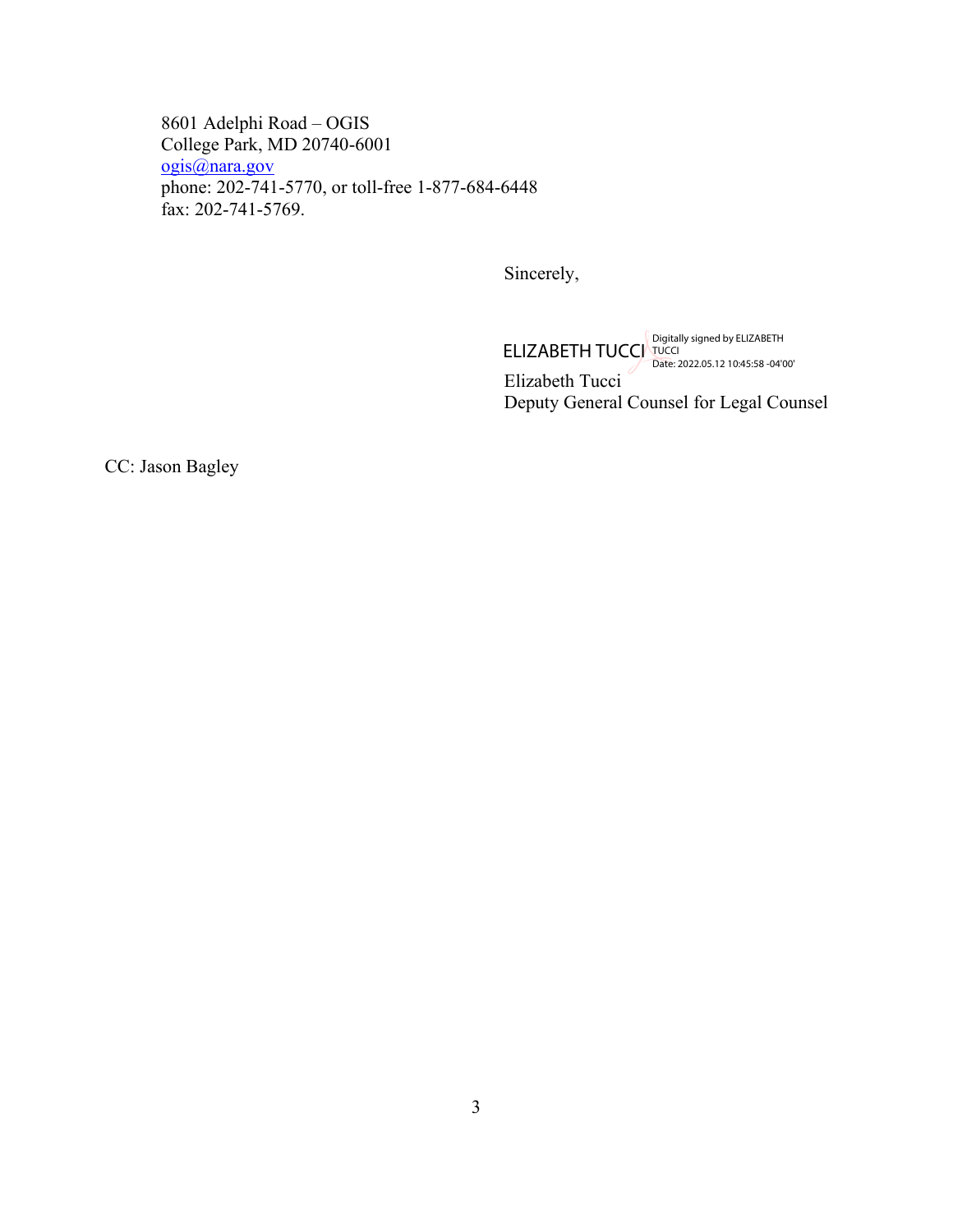8601 Adelphi Road – OGIS
College Park, MD 20740-6001
ogis@nara.gov
phone: 202-741-5770, or toll-free 1-877-684-6448
fax: 202-741-5769.

Sincerely,

ELIZABETH TUCCI Digitally signed by ELIZABETH TUCCI Date: 2022.05.12 10:45:58 -04'00'

Elizabeth Tucci
Deputy General Counsel for Legal Counsel

CC: Jason Bagley